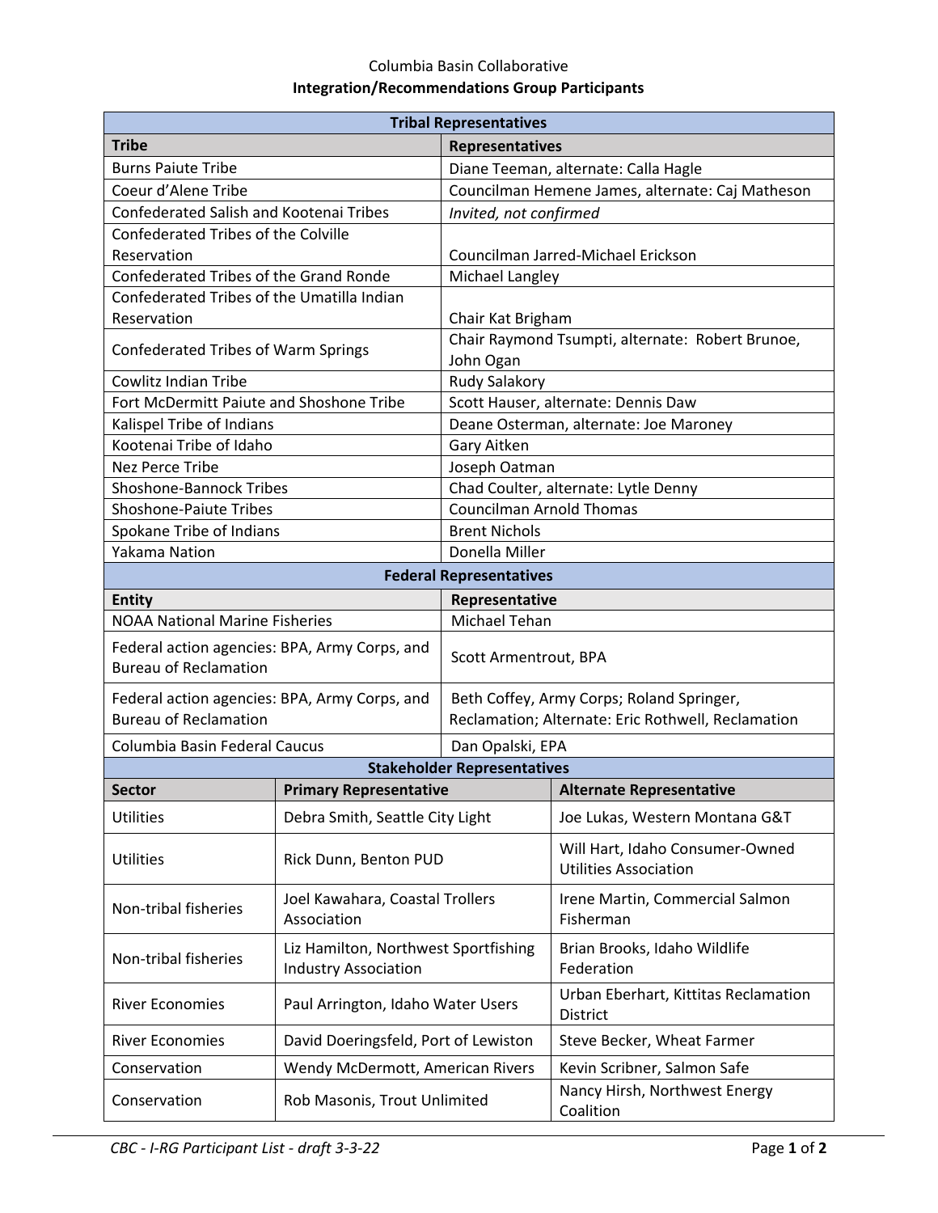Columbia Basin Collaborative

**Integration/Recommendations Group Participants**

| **Tribal Representatives** | |
|---|---|
| **Tribe** | **Representatives** |
| Burns Paiute Tribe | Diane Teeman, alternate: Calla Hagle |
| Coeur d'Alene Tribe | Councilman Hemene James, alternate: Caj Matheson |
| Confederated Salish and Kootenai Tribes | *Invited, not confirmed* |
| Confederated Tribes of the Colville Reservation | Councilman Jarred-Michael Erickson |
| Confederated Tribes of the Grand Ronde | Michael Langley |
| Confederated Tribes of the Umatilla Indian Reservation | Chair Kat Brigham |
| Confederated Tribes of Warm Springs | Chair Raymond Tsumpti, alternate: Robert Brunoe, John Ogan |
| Cowlitz Indian Tribe | Rudy Salakory |
| Fort McDermitt Paiute and Shoshone Tribe | Scott Hauser, alternate: Dennis Daw |
| Kalispel Tribe of Indians | Deane Osterman, alternate: Joe Maroney |
| Kootenai Tribe of Idaho | Gary Aitken |
| Nez Perce Tribe | Joseph Oatman |
| Shoshone-Bannock Tribes | Chad Coulter, alternate: Lytle Denny |
| Shoshone-Paiute Tribes | Councilman Arnold Thomas |
| Spokane Tribe of Indians | Brent Nichols |
| Yakama Nation | Donella Miller |

| **Federal Representatives** | |
|---|---|
| **Entity** | **Representative** |
| NOAA National Marine Fisheries | Michael Tehan |
| Federal action agencies: BPA, Army Corps, and Bureau of Reclamation | Scott Armentrout, BPA |
| Federal action agencies: BPA, Army Corps, and Bureau of Reclamation | Beth Coffey, Army Corps; Roland Springer, Reclamation; Alternate: Eric Rothwell, Reclamation |
| Columbia Basin Federal Caucus | Dan Opalski, EPA |

| **Stakeholder Representatives** | | |
|---|---|---|
| **Sector** | **Primary Representative** | **Alternate Representative** |
| Utilities | Debra Smith, Seattle City Light | Joe Lukas, Western Montana G&T |
| Utilities | Rick Dunn, Benton PUD | Will Hart, Idaho Consumer-Owned Utilities Association |
| Non-tribal fisheries | Joel Kawahara, Coastal Trollers Association | Irene Martin, Commercial Salmon Fisherman |
| Non-tribal fisheries | Liz Hamilton, Northwest Sportfishing Industry Association | Brian Brooks, Idaho Wildlife Federation |
| River Economies | Paul Arrington, Idaho Water Users | Urban Eberhart, Kittitas Reclamation District |
| River Economies | David Doeringsfeld, Port of Lewiston | Steve Becker, Wheat Farmer |
| Conservation | Wendy McDermott, American Rivers | Kevin Scribner, Salmon Safe |
| Conservation | Rob Masonis, Trout Unlimited | Nancy Hirsh, Northwest Energy Coalition |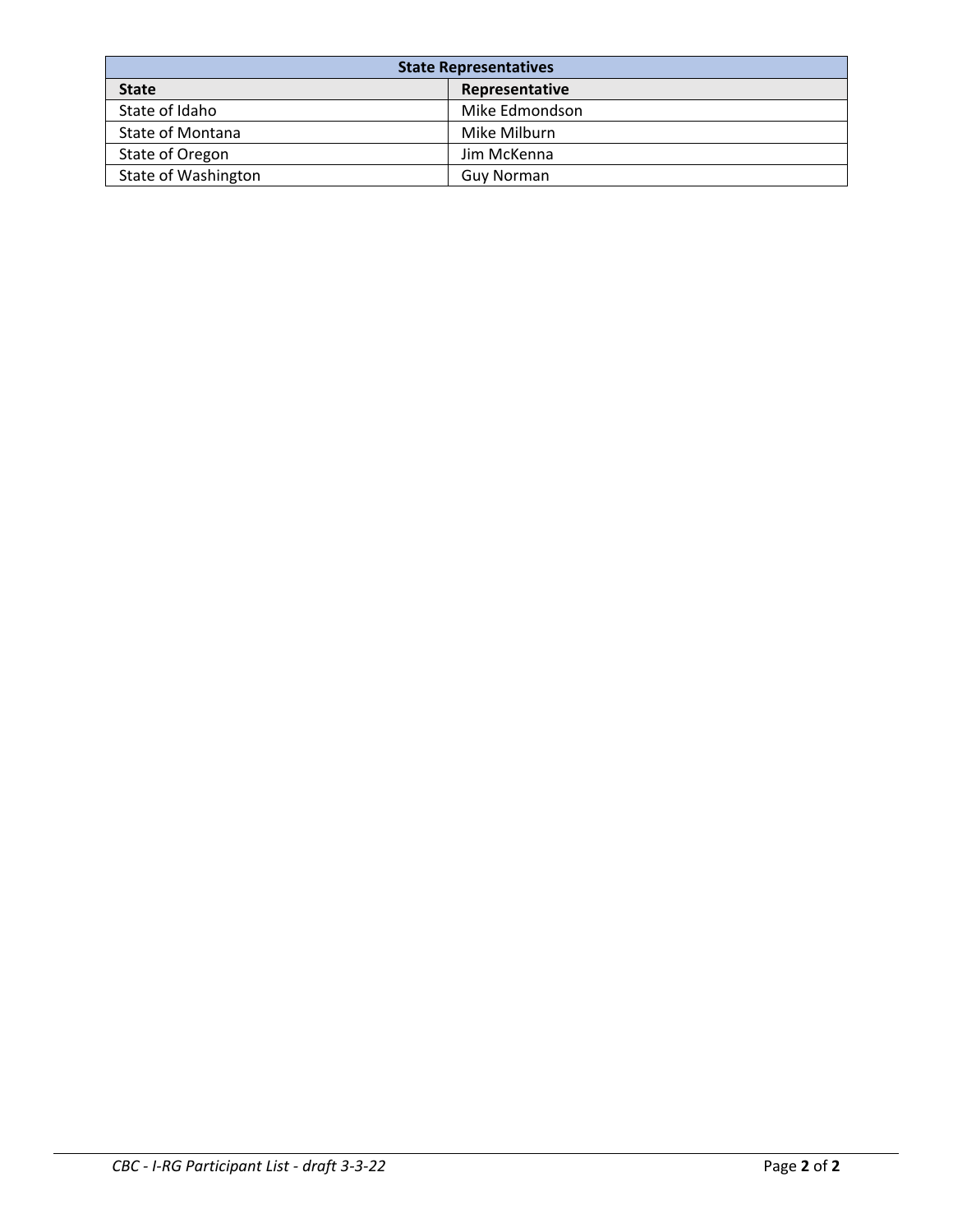| State Representatives | |
|---|---|
| **State** | **Representative** |
| State of Idaho | Mike Edmondson |
| State of Montana | Mike Milburn |
| State of Oregon | Jim McKenna |
| State of Washington | Guy Norman |